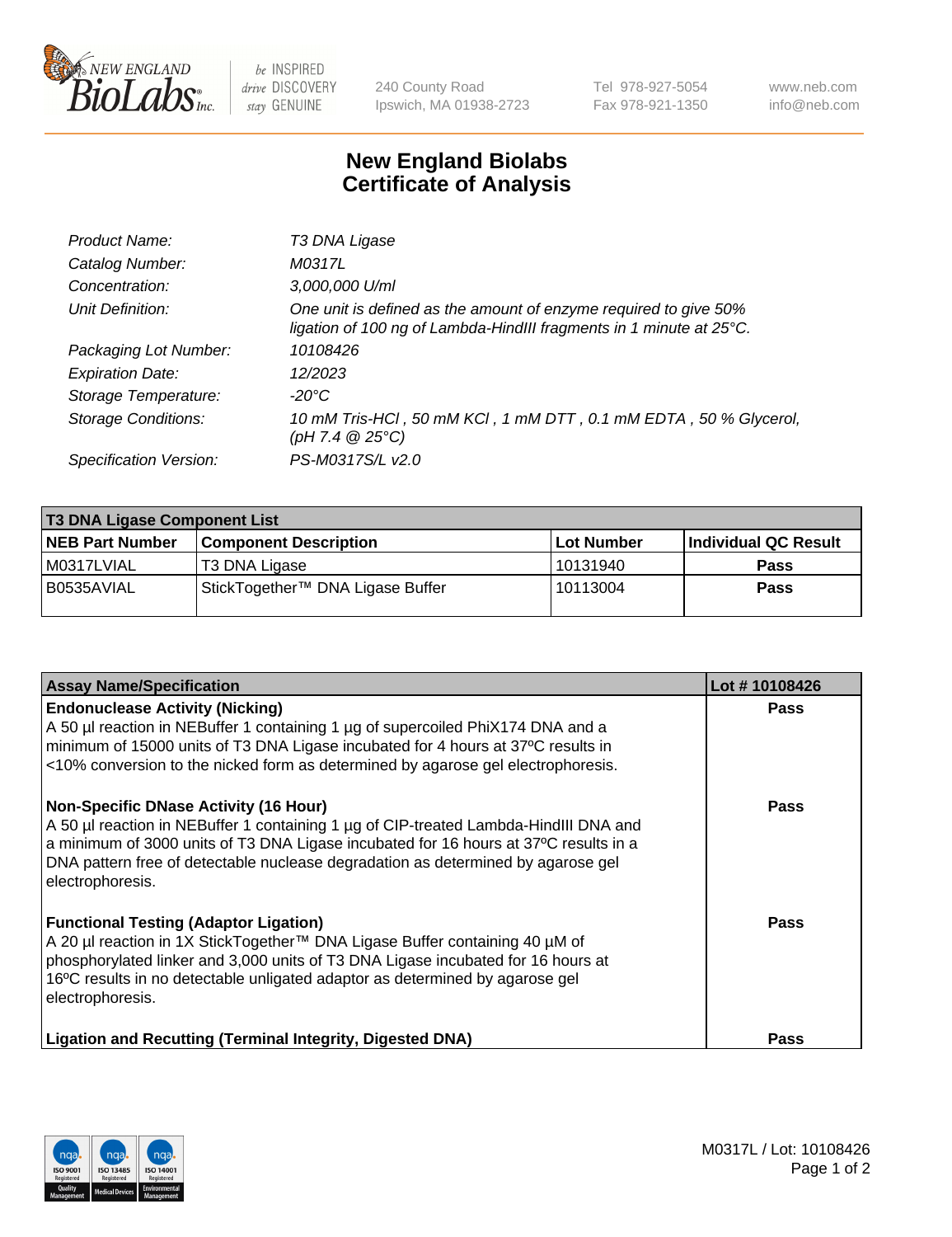# New England Biolabs
# Certificate of Analysis

| | |
|---|---|
| *Product Name:* | *T3 DNA Ligase* |
| *Catalog Number:* | *M0317L* |
| *Concentration:* | *3,000,000 U/ml* |
| *Unit Definition:* | *One unit is defined as the amount of enzyme required to give 50% ligation of 100 ng of Lambda-HindIII fragments in 1 minute at 25°C.* |
| *Packaging Lot Number:* | *10108426* |
| *Expiration Date:* | *12/2023* |
| *Storage Temperature:* | *-20°C* |
| *Storage Conditions:* | *10 mM Tris-HCl , 50 mM KCl , 1 mM DTT , 0.1 mM EDTA , 50 % Glycerol, (pH 7.4 @ 25°C)* |
| *Specification Version:* | *PS-M0317S/L v2.0* |

| T3 DNA Ligase Component List | | | |
|---|---|---|---|
| **NEB Part Number** | **Component Description** | **Lot Number** | **Individual QC Result** |
| M0317LVIAL | T3 DNA Ligase | 10131940 | **Pass** |
| B0535AVIAL | StickTogether™ DNA Ligase Buffer | 10113004 | **Pass** |

| Assay Name/Specification | Lot # 10108426 |
|---|---|
| **Endonuclease Activity (Nicking)**<br>A 50 µl reaction in NEBuffer 1 containing 1 µg of supercoiled PhiX174 DNA and a minimum of 15000 units of T3 DNA Ligase incubated for 4 hours at 37ºC results in <10% conversion to the nicked form as determined by agarose gel electrophoresis. | **Pass** |
| **Non-Specific DNase Activity (16 Hour)**<br>A 50 µl reaction in NEBuffer 1 containing 1 µg of CIP-treated Lambda-HindIII DNA and a minimum of 3000 units of T3 DNA Ligase incubated for 16 hours at 37ºC results in a DNA pattern free of detectable nuclease degradation as determined by agarose gel electrophoresis. | **Pass** |
| **Functional Testing (Adaptor Ligation)**<br>A 20 µl reaction in 1X StickTogether™ DNA Ligase Buffer containing 40 µM of phosphorylated linker and 3,000 units of T3 DNA Ligase incubated for 16 hours at 16ºC results in no detectable unligated adaptor as determined by agarose gel electrophoresis. | **Pass** |
| **Ligation and Recutting (Terminal Integrity, Digested DNA)** | **Pass** |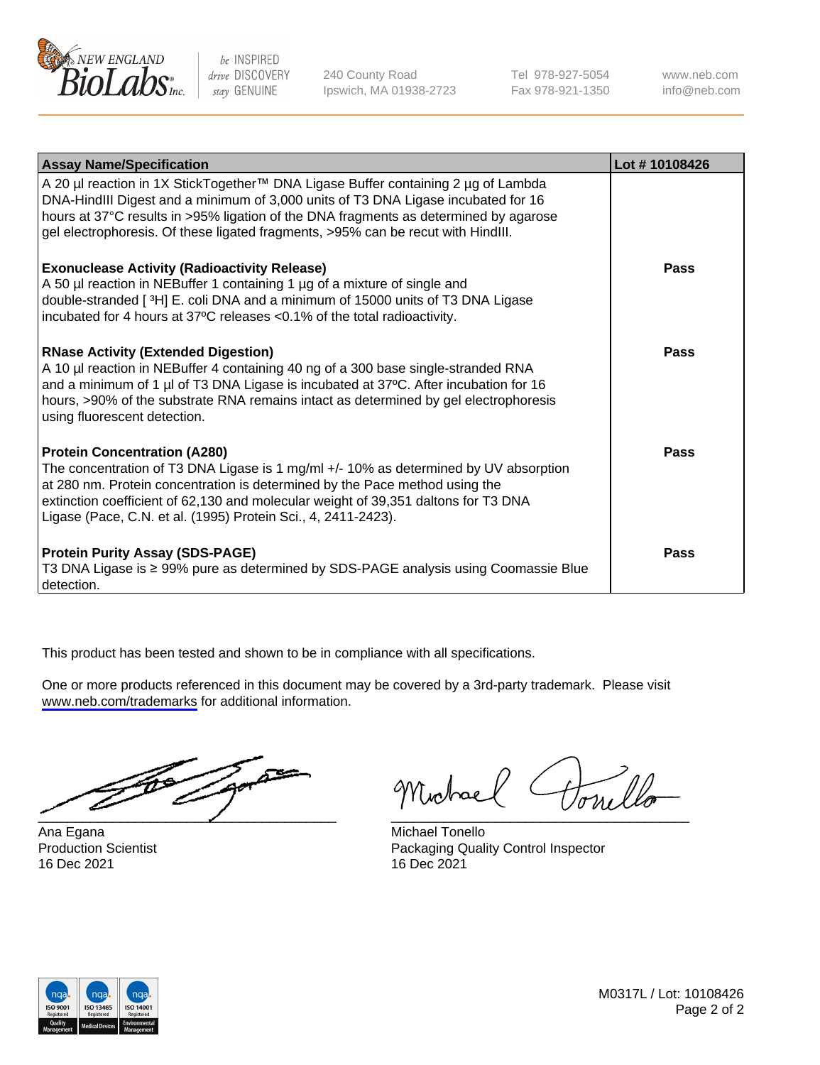| Assay Name/Specification | Lot # 10108426 |
| --- | --- |
| A 20 µl reaction in 1X StickTogether™ DNA Ligase Buffer containing 2 µg of Lambda DNA-HindIII Digest and a minimum of 3,000 units of T3 DNA Ligase incubated for 16 hours at 37°C results in >95% ligation of the DNA fragments as determined by agarose gel electrophoresis. Of these ligated fragments, >95% can be recut with HindIII. | |
| **Exonuclease Activity (Radioactivity Release)** A 50 µl reaction in NEBuffer 1 containing 1 µg of a mixture of single and double-stranded [ $^3$H] E. coli DNA and a minimum of 15000 units of T3 DNA Ligase incubated for 4 hours at 37ºC releases <0.1% of the total radioactivity. | **Pass** |
| **RNase Activity (Extended Digestion)** A 10 µl reaction in NEBuffer 4 containing 40 ng of a 300 base single-stranded RNA and a minimum of 1 µl of T3 DNA Ligase is incubated at 37ºC. After incubation for 16 hours, >90% of the substrate RNA remains intact as determined by gel electrophoresis using fluorescent detection. | **Pass** |
| **Protein Concentration (A280)** The concentration of T3 DNA Ligase is 1 mg/ml +/- 10% as determined by UV absorption at 280 nm. Protein concentration is determined by the Pace method using the extinction coefficient of 62,130 and molecular weight of 39,351 daltons for T3 DNA Ligase (Pace, C.N. et al. (1995) Protein Sci., 4, 2411-2423). | **Pass** |
| **Protein Purity Assay (SDS-PAGE)** T3 DNA Ligase is ≥ 99% pure as determined by SDS-PAGE analysis using Coomassie Blue detection. | **Pass** |

This product has been tested and shown to be in compliance with all specifications.

One or more products referenced in this document may be covered by a 3rd-party trademark. Please visit www.neb.com/trademarks for additional information.

Ana Egana
Production Scientist
16 Dec 2021

Michael Tonello
Packaging Quality Control Inspector
16 Dec 2021

M0317L / Lot: 10108426